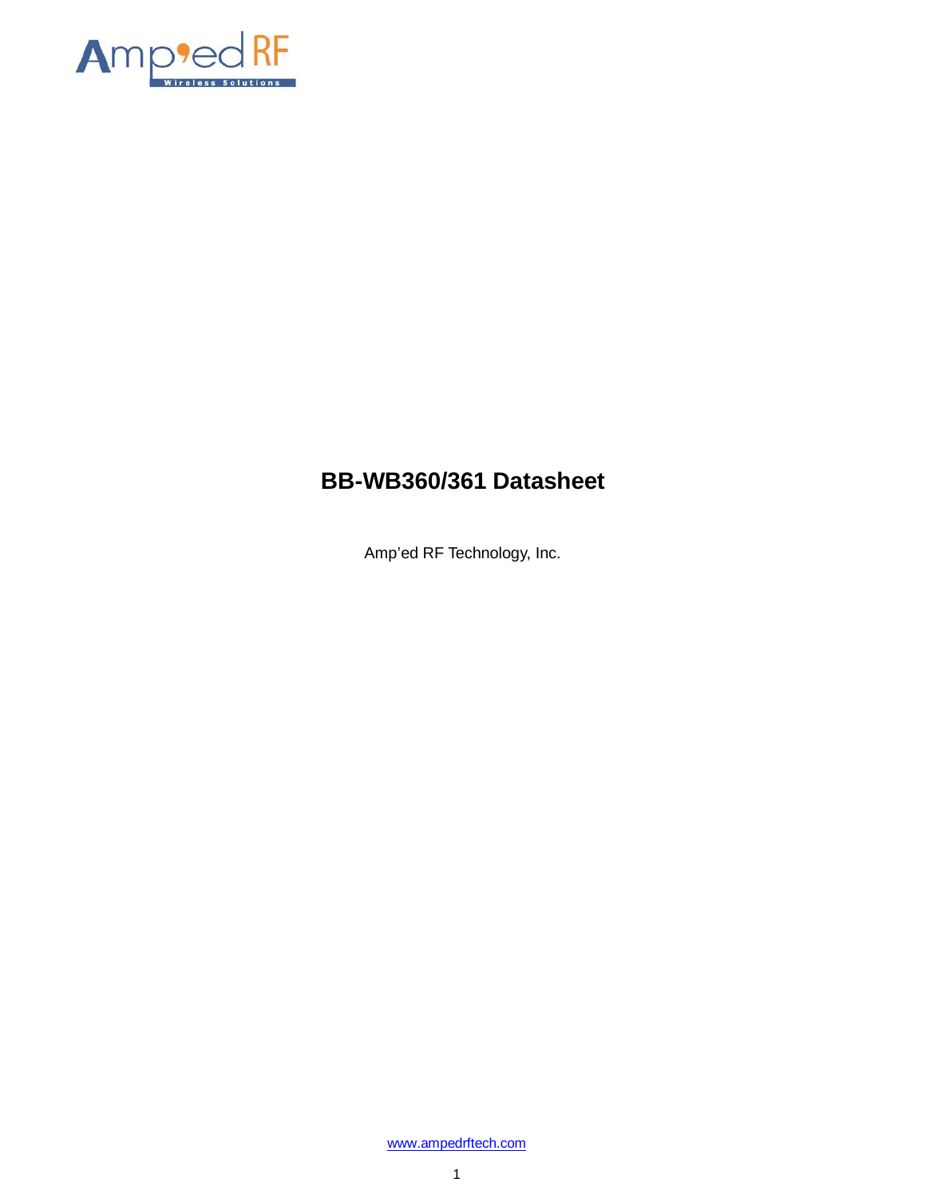# BB-WB360/361 Datasheet

Amp'ed RF Technology, Inc.

www.ampedrftech.com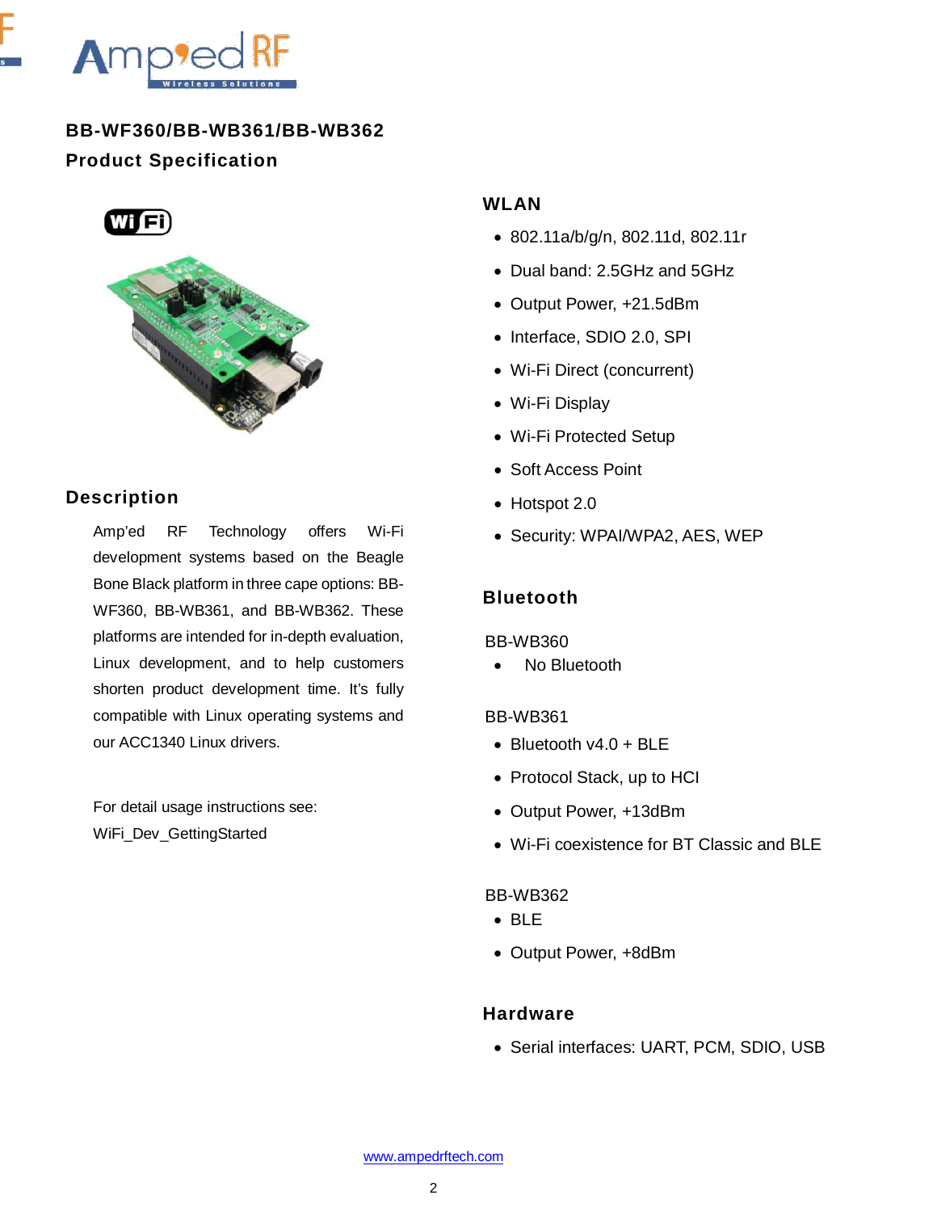# BB-WF360/BB-WB361/BB-WB362

## Product Specification

## Description

Amp'ed RF Technology offers Wi-Fi development systems based on the Beagle Bone Black platform in three cape options: BB-WF360, BB-WB361, and BB-WB362. These platforms are intended for in-depth evaluation, Linux development, and to help customers shorten product development time. It's fully compatible with Linux operating systems and our ACC1340 Linux drivers.

For detail usage instructions see:
WiFi_Dev_GettingStarted

## WLAN

- 802.11a/b/g/n, 802.11d, 802.11r
- Dual band: 2.5GHz and 5GHz
- Output Power, +21.5dBm
- Interface, SDIO 2.0, SPI
- Wi-Fi Direct (concurrent)
- Wi-Fi Display
- Wi-Fi Protected Setup
- Soft Access Point
- Hotspot 2.0
- Security: WPAI/WPA2, AES, WEP

## Bluetooth

BB-WB360

- No Bluetooth

BB-WB361

- Bluetooth v4.0 + BLE
- Protocol Stack, up to HCI
- Output Power, +13dBm
- Wi-Fi coexistence for BT Classic and BLE

BB-WB362

- BLE
- Output Power, +8dBm

## Hardware

- Serial interfaces: UART, PCM, SDIO, USB

www.ampedrftech.com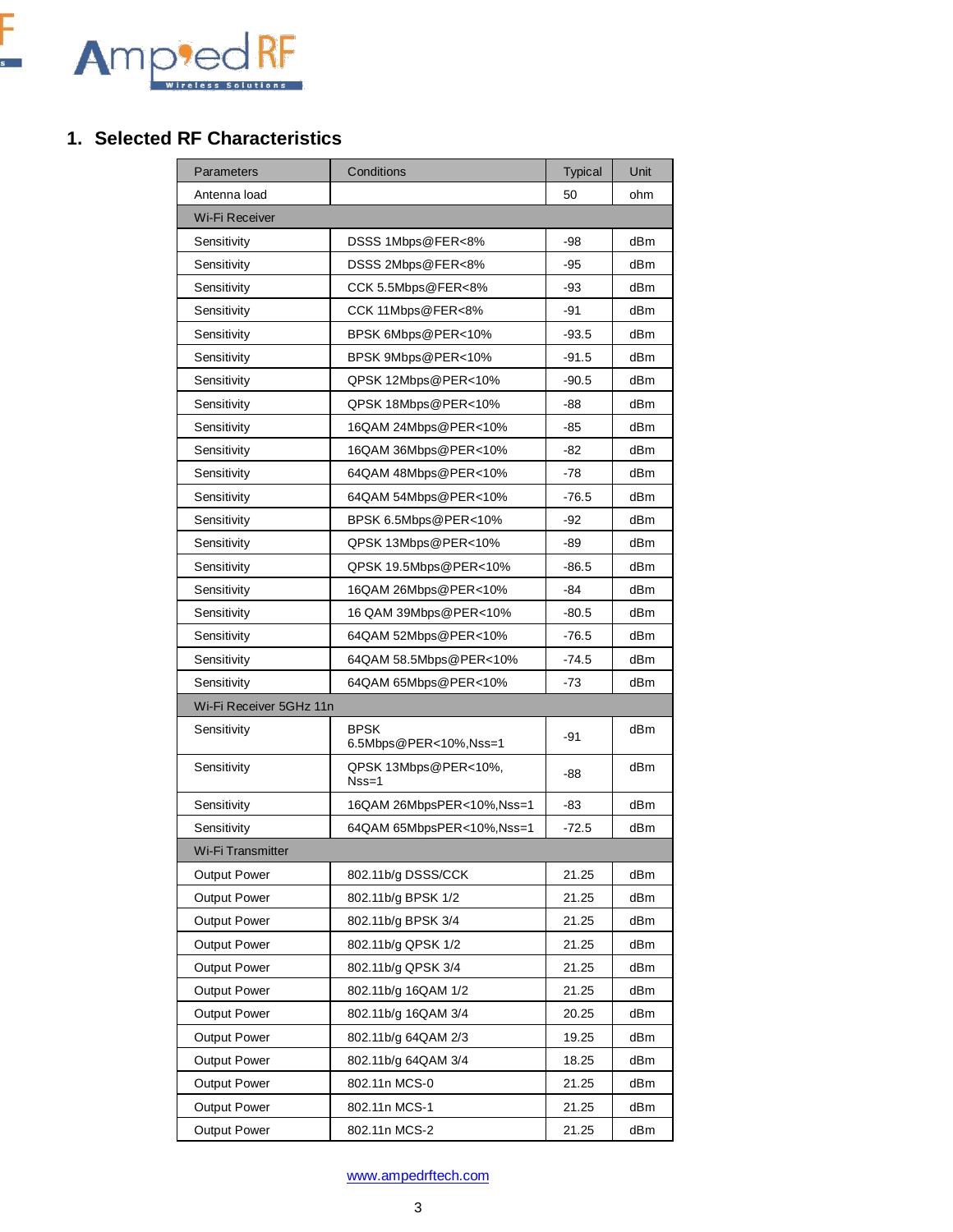## 1. Selected RF Characteristics

| Parameters | Conditions | Typical | Unit |
|---|---|---|---|
| Antenna load | | 50 | ohm |
| Wi-Fi Receiver | | | |
| Sensitivity | DSSS 1Mbps@FER<8% | -98 | dBm |
| Sensitivity | DSSS 2Mbps@FER<8% | -95 | dBm |
| Sensitivity | CCK 5.5Mbps@FER<8% | -93 | dBm |
| Sensitivity | CCK 11Mbps@FER<8% | -91 | dBm |
| Sensitivity | BPSK 6Mbps@PER<10% | -93.5 | dBm |
| Sensitivity | BPSK 9Mbps@PER<10% | -91.5 | dBm |
| Sensitivity | QPSK 12Mbps@PER<10% | -90.5 | dBm |
| Sensitivity | QPSK 18Mbps@PER<10% | -88 | dBm |
| Sensitivity | 16QAM 24Mbps@PER<10% | -85 | dBm |
| Sensitivity | 16QAM 36Mbps@PER<10% | -82 | dBm |
| Sensitivity | 64QAM 48Mbps@PER<10% | -78 | dBm |
| Sensitivity | 64QAM 54Mbps@PER<10% | -76.5 | dBm |
| Sensitivity | BPSK 6.5Mbps@PER<10% | -92 | dBm |
| Sensitivity | QPSK 13Mbps@PER<10% | -89 | dBm |
| Sensitivity | QPSK 19.5Mbps@PER<10% | -86.5 | dBm |
| Sensitivity | 16QAM 26Mbps@PER<10% | -84 | dBm |
| Sensitivity | 16 QAM 39Mbps@PER<10% | -80.5 | dBm |
| Sensitivity | 64QAM 52Mbps@PER<10% | -76.5 | dBm |
| Sensitivity | 64QAM 58.5Mbps@PER<10% | -74.5 | dBm |
| Sensitivity | 64QAM 65Mbps@PER<10% | -73 | dBm |
| Wi-Fi Receiver 5GHz 11n | | | |
| Sensitivity | BPSK 6.5Mbps@PER<10%,Nss=1 | -91 | dBm |
| Sensitivity | QPSK 13Mbps@PER<10%, Nss=1 | -88 | dBm |
| Sensitivity | 16QAM 26MbpsPER<10%,Nss=1 | -83 | dBm |
| Sensitivity | 64QAM 65MbpsPER<10%,Nss=1 | -72.5 | dBm |
| Wi-Fi Transmitter | | | |
| Output Power | 802.11b/g DSSS/CCK | 21.25 | dBm |
| Output Power | 802.11b/g BPSK 1/2 | 21.25 | dBm |
| Output Power | 802.11b/g BPSK 3/4 | 21.25 | dBm |
| Output Power | 802.11b/g QPSK 1/2 | 21.25 | dBm |
| Output Power | 802.11b/g QPSK 3/4 | 21.25 | dBm |
| Output Power | 802.11b/g 16QAM 1/2 | 21.25 | dBm |
| Output Power | 802.11b/g 16QAM 3/4 | 20.25 | dBm |
| Output Power | 802.11b/g 64QAM 2/3 | 19.25 | dBm |
| Output Power | 802.11b/g 64QAM 3/4 | 18.25 | dBm |
| Output Power | 802.11n MCS-0 | 21.25 | dBm |
| Output Power | 802.11n MCS-1 | 21.25 | dBm |
| Output Power | 802.11n MCS-2 | 21.25 | dBm |

www.ampedrftech.com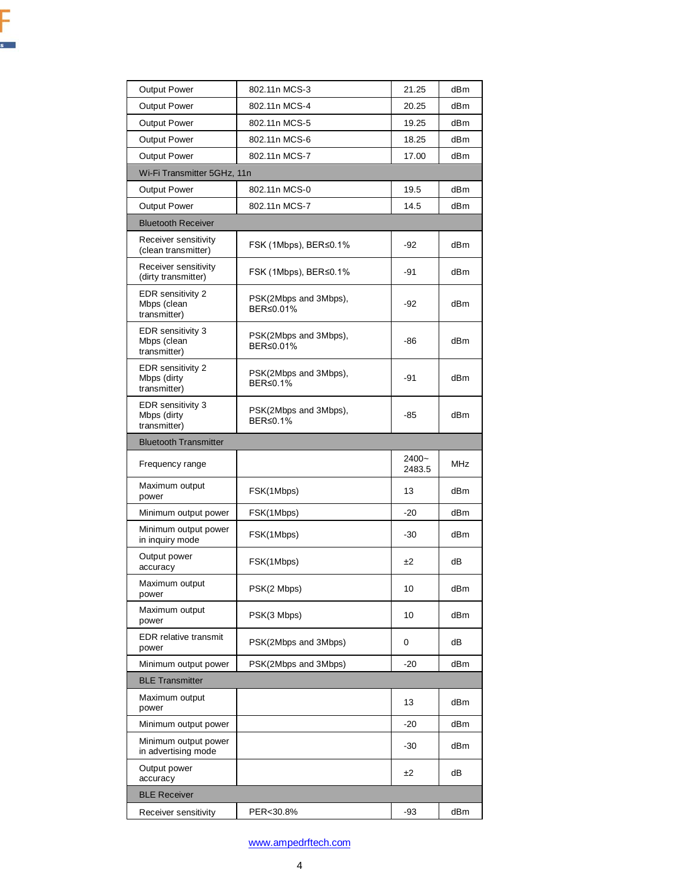| Output Power | 802.11n MCS-3 | 21.25 | dBm |
|---|---|---|---|
| Output Power | 802.11n MCS-4 | 20.25 | dBm |
| Output Power | 802.11n MCS-5 | 19.25 | dBm |
| Output Power | 802.11n MCS-6 | 18.25 | dBm |
| Output Power | 802.11n MCS-7 | 17.00 | dBm |
| Wi-Fi Transmitter 5GHz, 11n | | | |
| Output Power | 802.11n MCS-0 | 19.5 | dBm |
| Output Power | 802.11n MCS-7 | 14.5 | dBm |
| Bluetooth Receiver | | | |
| Receiver sensitivity (clean transmitter) | FSK (1Mbps), BER≤0.1% | -92 | dBm |
| Receiver sensitivity (dirty transmitter) | FSK (1Mbps), BER≤0.1% | -91 | dBm |
| EDR sensitivity 2 Mbps (clean transmitter) | PSK(2Mbps and 3Mbps), BER≤0.01% | -92 | dBm |
| EDR sensitivity 3 Mbps (clean transmitter) | PSK(2Mbps and 3Mbps), BER≤0.01% | -86 | dBm |
| EDR sensitivity 2 Mbps (dirty transmitter) | PSK(2Mbps and 3Mbps), BER≤0.1% | -91 | dBm |
| EDR sensitivity 3 Mbps (dirty transmitter) | PSK(2Mbps and 3Mbps), BER≤0.1% | -85 | dBm |
| Bluetooth Transmitter | | | |
| Frequency range | | 2400~ 2483.5 | MHz |
| Maximum output power | FSK(1Mbps) | 13 | dBm |
| Minimum output power | FSK(1Mbps) | -20 | dBm |
| Minimum output power in inquiry mode | FSK(1Mbps) | -30 | dBm |
| Output power accuracy | FSK(1Mbps) | ±2 | dB |
| Maximum output power | PSK(2 Mbps) | 10 | dBm |
| Maximum output power | PSK(3 Mbps) | 10 | dBm |
| EDR relative transmit power | PSK(2Mbps and 3Mbps) | 0 | dB |
| Minimum output power | PSK(2Mbps and 3Mbps) | -20 | dBm |
| BLE Transmitter | | | |
| Maximum output power | | 13 | dBm |
| Minimum output power | | -20 | dBm |
| Minimum output power in advertising mode | | -30 | dBm |
| Output power accuracy | | ±2 | dB |
| BLE Receiver | | | |
| Receiver sensitivity | PER<30.8% | -93 | dBm |

www.ampedrftech.com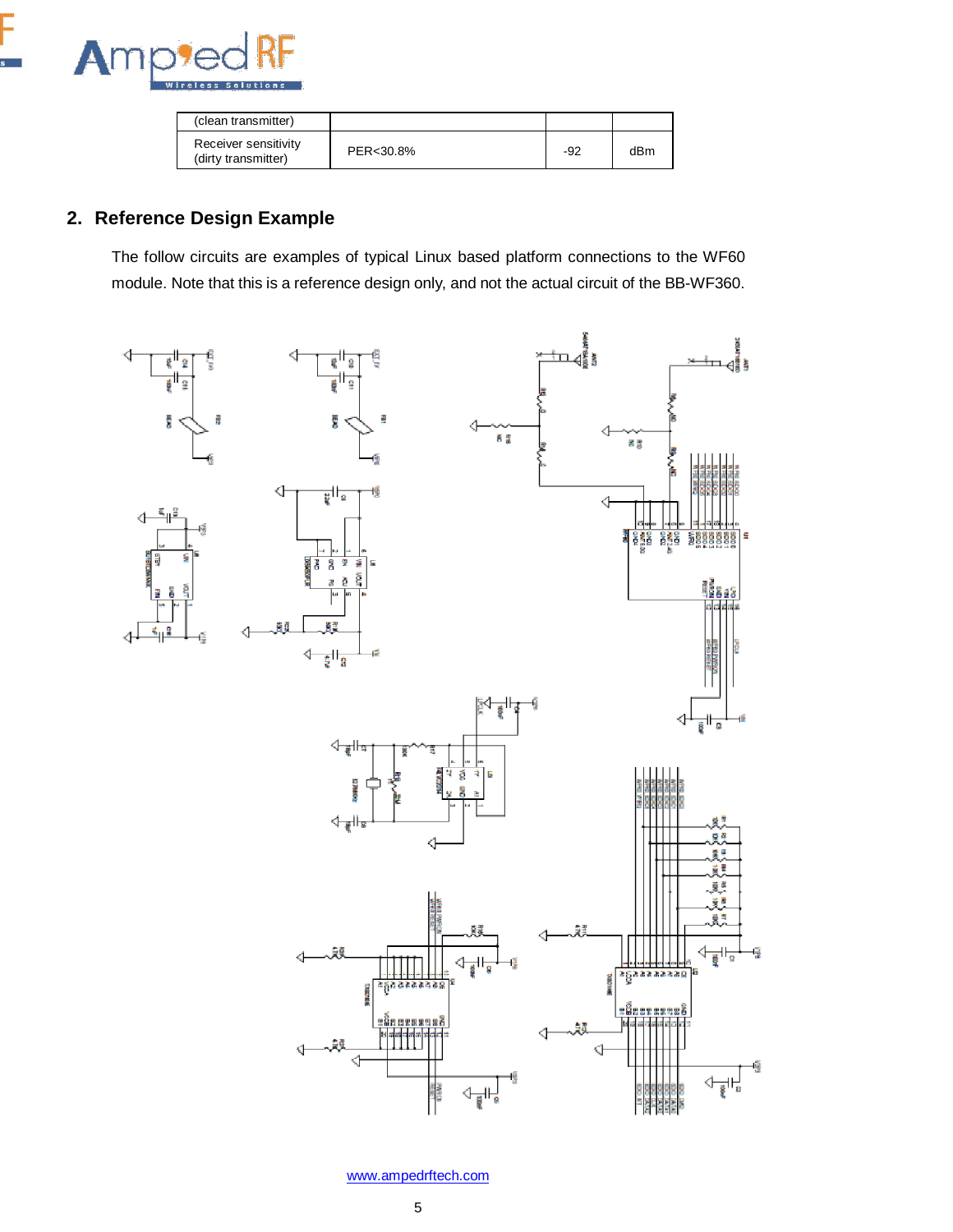| (clean transmitter) | | | |
|---|---|---|---|
| Receiver sensitivity (dirty transmitter) | PER<30.8% | -92 | dBm |

## 2. Reference Design Example

The follow circuits are examples of typical Linux based platform connections to the WF60 module. Note that this is a reference design only, and not the actual circuit of the BB-WF360.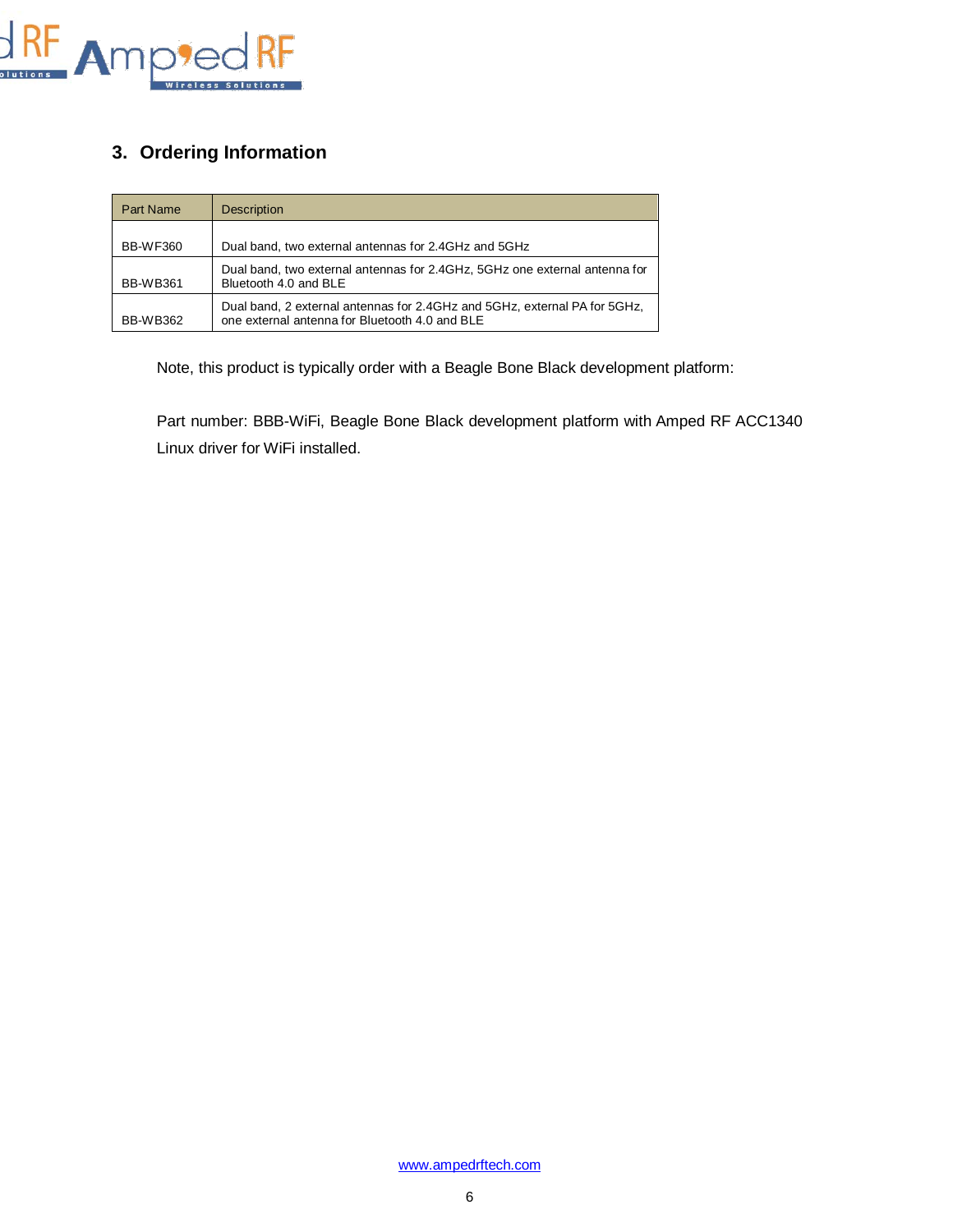## 3. Ordering Information

| Part Name | Description |
|---|---|
| BB-WF360 | Dual band, two external antennas for 2.4GHz and 5GHz |
| BB-WB361 | Dual band, two external antennas for 2.4GHz, 5GHz one external antenna for Bluetooth 4.0 and BLE |
| BB-WB362 | Dual band, 2 external antennas for 2.4GHz and 5GHz, external PA for 5GHz, one external antenna for Bluetooth 4.0 and BLE |

Note, this product is typically order with a Beagle Bone Black development platform:

Part number: BBB-WiFi, Beagle Bone Black development platform with Amped RF ACC1340 Linux driver for WiFi installed.

www.ampedrftech.com